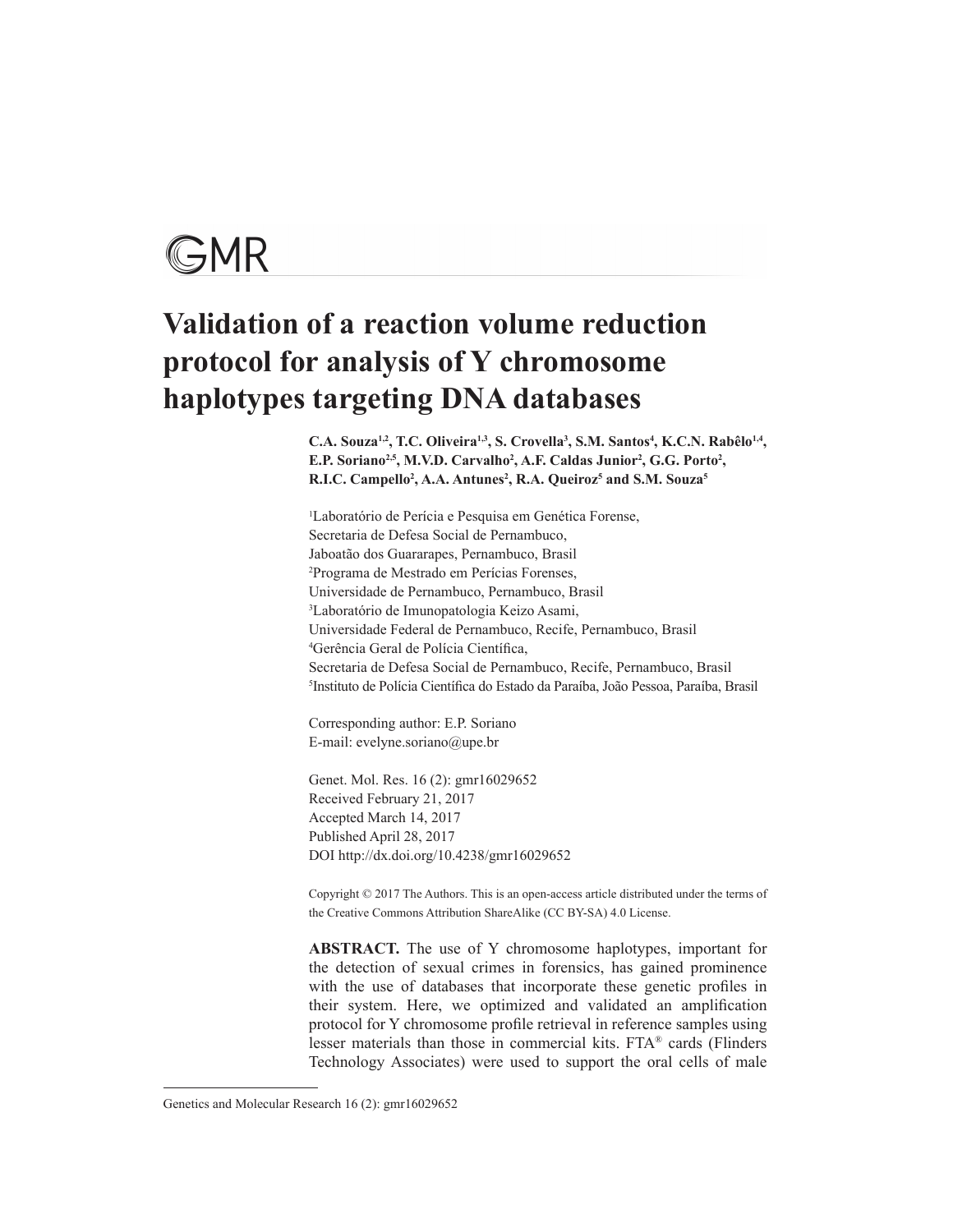GMR

# Validation of a reaction volume reduction protocol for analysis of Y chromosome haplotypes targeting DNA databases

**C.A. Souza[1,2], T.C. Oliveira[1,3], S. Crovella[3], S.M. Santos[4], K.C.N. Rabêlo[1,4], E.P. Soriano[2,5], M.V.D. Carvalho[2], A.F. Caldas Junior[2], G.G. Porto[2], R.I.C. Campello[2], A.A. Antunes[2], R.A. Queiroz[5] and S.M. Souza[5]**

[1]Laboratório de Perícia e Pesquisa em Genética Forense, Secretaria de Defesa Social de Pernambuco, Jaboatão dos Guararapes, Pernambuco, Brasil
[2]Programa de Mestrado em Perícias Forenses, Universidade de Pernambuco, Pernambuco, Brasil
[3]Laboratório de Imunopatologia Keizo Asami, Universidade Federal de Pernambuco, Recife, Pernambuco, Brasil
[4]Gerência Geral de Polícia Científica, Secretaria de Defesa Social de Pernambuco, Recife, Pernambuco, Brasil
[5]Instituto de Polícia Científica do Estado da Paraíba, João Pessoa, Paraíba, Brasil

Corresponding author: E.P. Soriano
E-mail: evelyne.soriano@upe.br

Genet. Mol. Res. 16 (2): gmr16029652
Received February 21, 2017
Accepted March 14, 2017
Published April 28, 2017
DOI http://dx.doi.org/10.4238/gmr16029652

Copyright © 2017 The Authors. This is an open-access article distributed under the terms of the Creative Commons Attribution ShareAlike (CC BY-SA) 4.0 License.

**ABSTRACT.** The use of Y chromosome haplotypes, important for the detection of sexual crimes in forensics, has gained prominence with the use of databases that incorporate these genetic profiles in their system. Here, we optimized and validated an amplification protocol for Y chromosome profile retrieval in reference samples using lesser materials than those in commercial kits. FTA® cards (Flinders Technology Associates) were used to support the oral cells of male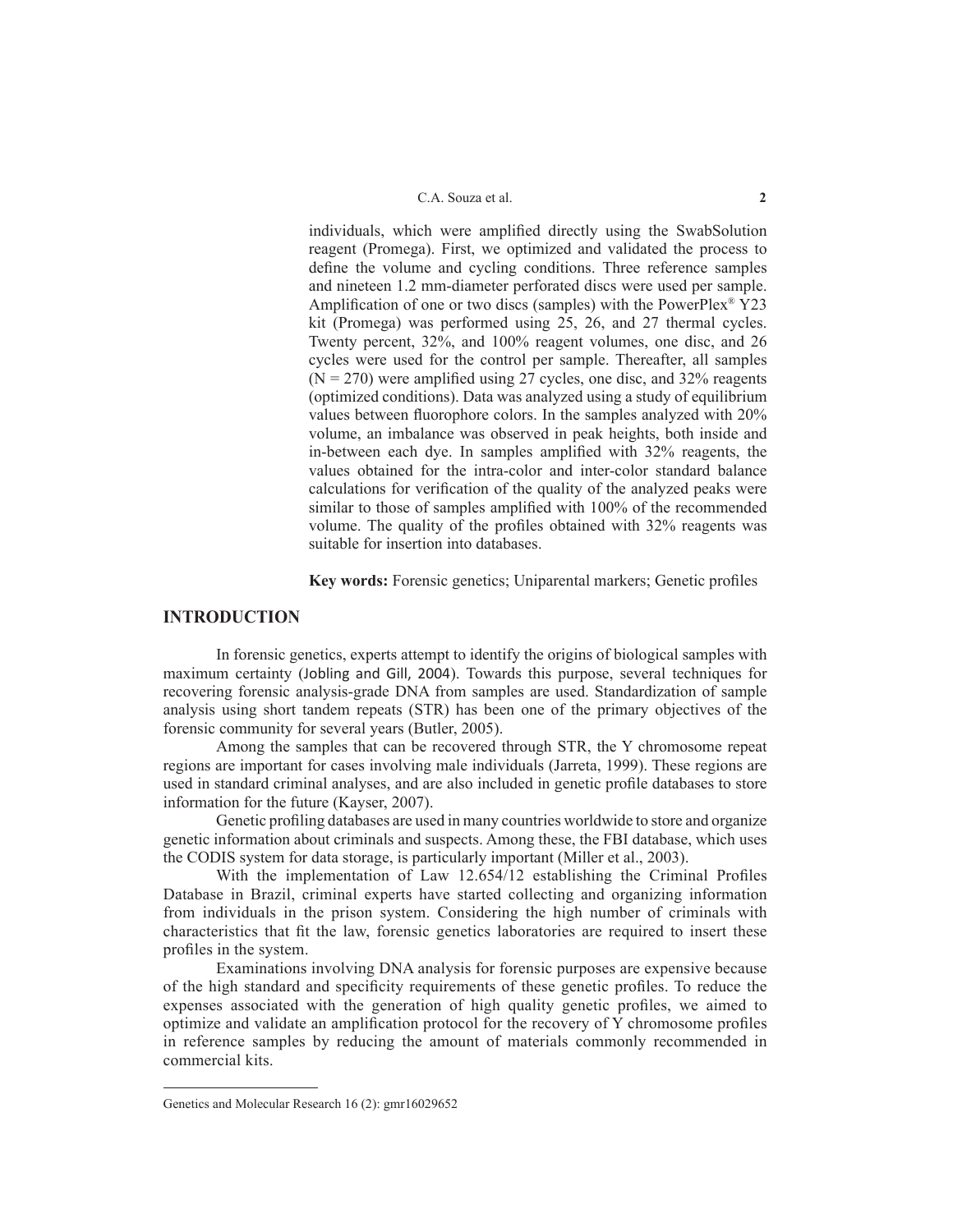individuals, which were amplified directly using the SwabSolution reagent (Promega). First, we optimized and validated the process to define the volume and cycling conditions. Three reference samples and nineteen 1.2 mm-diameter perforated discs were used per sample. Amplification of one or two discs (samples) with the PowerPlex® Y23 kit (Promega) was performed using 25, 26, and 27 thermal cycles. Twenty percent, 32%, and 100% reagent volumes, one disc, and 26 cycles were used for the control per sample. Thereafter, all samples (N = 270) were amplified using 27 cycles, one disc, and 32% reagents (optimized conditions). Data was analyzed using a study of equilibrium values between fluorophore colors. In the samples analyzed with 20% volume, an imbalance was observed in peak heights, both inside and in-between each dye. In samples amplified with 32% reagents, the values obtained for the intra-color and inter-color standard balance calculations for verification of the quality of the analyzed peaks were similar to those of samples amplified with 100% of the recommended volume. The quality of the profiles obtained with 32% reagents was suitable for insertion into databases.

**Key words:** Forensic genetics; Uniparental markers; Genetic profiles

## INTRODUCTION

In forensic genetics, experts attempt to identify the origins of biological samples with maximum certainty (Jobling and Gill, 2004). Towards this purpose, several techniques for recovering forensic analysis-grade DNA from samples are used. Standardization of sample analysis using short tandem repeats (STR) has been one of the primary objectives of the forensic community for several years (Butler, 2005).

Among the samples that can be recovered through STR, the Y chromosome repeat regions are important for cases involving male individuals (Jarreta, 1999). These regions are used in standard criminal analyses, and are also included in genetic profile databases to store information for the future (Kayser, 2007).

Genetic profiling databases are used in many countries worldwide to store and organize genetic information about criminals and suspects. Among these, the FBI database, which uses the CODIS system for data storage, is particularly important (Miller et al., 2003).

With the implementation of Law 12.654/12 establishing the Criminal Profiles Database in Brazil, criminal experts have started collecting and organizing information from individuals in the prison system. Considering the high number of criminals with characteristics that fit the law, forensic genetics laboratories are required to insert these profiles in the system.

Examinations involving DNA analysis for forensic purposes are expensive because of the high standard and specificity requirements of these genetic profiles. To reduce the expenses associated with the generation of high quality genetic profiles, we aimed to optimize and validate an amplification protocol for the recovery of Y chromosome profiles in reference samples by reducing the amount of materials commonly recommended in commercial kits.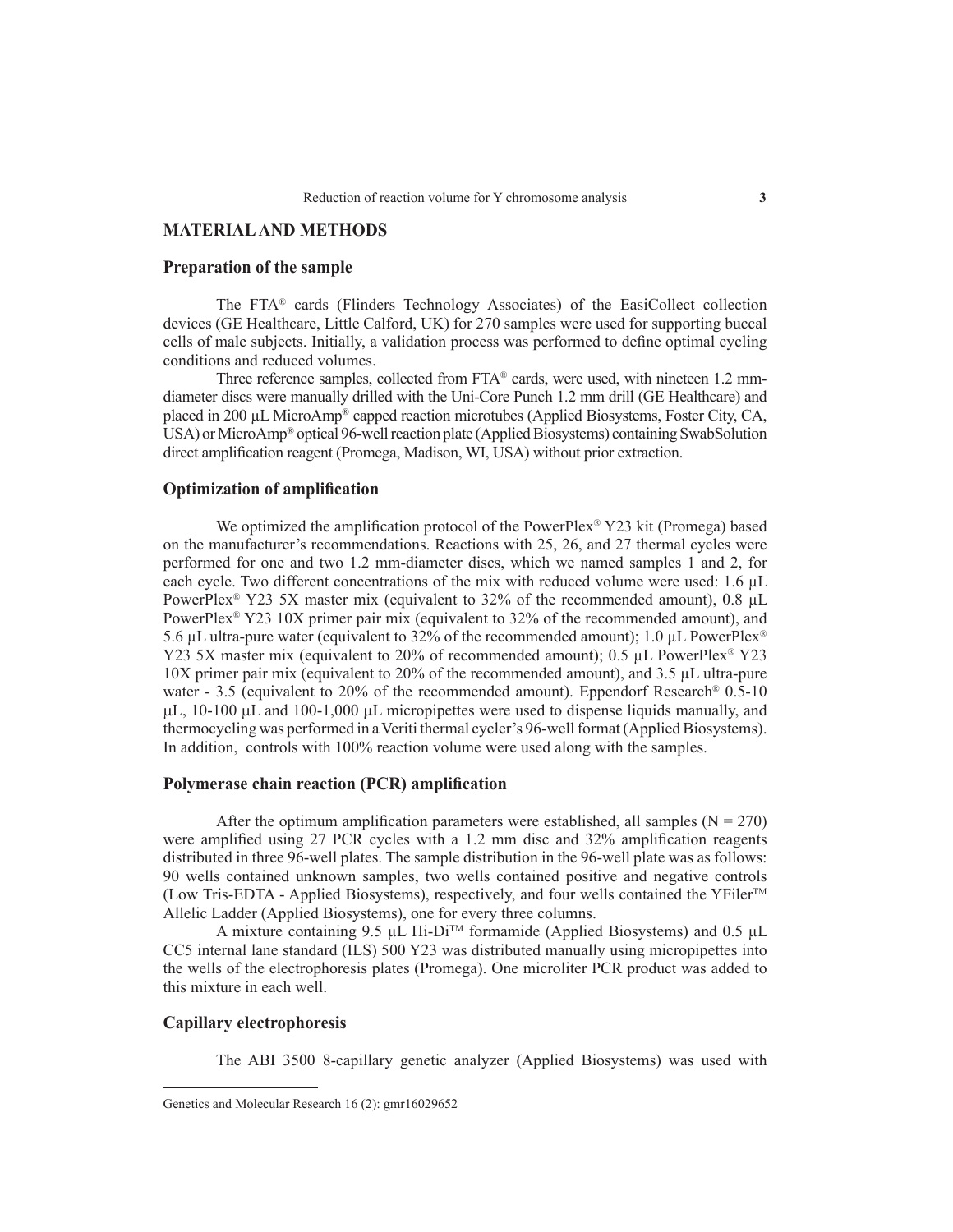## MATERIAL AND METHODS

### Preparation of the sample

The FTA® cards (Flinders Technology Associates) of the EasiCollect collection devices (GE Healthcare, Little Calford, UK) for 270 samples were used for supporting buccal cells of male subjects. Initially, a validation process was performed to define optimal cycling conditions and reduced volumes.

Three reference samples, collected from FTA® cards, were used, with nineteen 1.2 mm-diameter discs were manually drilled with the Uni-Core Punch 1.2 mm drill (GE Healthcare) and placed in 200 µL MicroAmp® capped reaction microtubes (Applied Biosystems, Foster City, CA, USA) or MicroAmp® optical 96-well reaction plate (Applied Biosystems) containing SwabSolution direct amplification reagent (Promega, Madison, WI, USA) without prior extraction.

### Optimization of amplification

We optimized the amplification protocol of the PowerPlex® Y23 kit (Promega) based on the manufacturer's recommendations. Reactions with 25, 26, and 27 thermal cycles were performed for one and two 1.2 mm-diameter discs, which we named samples 1 and 2, for each cycle. Two different concentrations of the mix with reduced volume were used: 1.6 µL PowerPlex® Y23 5X master mix (equivalent to 32% of the recommended amount), 0.8 µL PowerPlex® Y23 10X primer pair mix (equivalent to 32% of the recommended amount), and 5.6 µL ultra-pure water (equivalent to 32% of the recommended amount); 1.0 µL PowerPlex® Y23 5X master mix (equivalent to 20% of recommended amount); 0.5 µL PowerPlex® Y23 10X primer pair mix (equivalent to 20% of the recommended amount), and 3.5 µL ultra-pure water - 3.5 (equivalent to 20% of the recommended amount). Eppendorf Research® 0.5-10 µL, 10-100 µL and 100-1,000 µL micropipettes were used to dispense liquids manually, and thermocycling was performed in a Veriti thermal cycler's 96-well format (Applied Biosystems). In addition, controls with 100% reaction volume were used along with the samples.

### Polymerase chain reaction (PCR) amplification

After the optimum amplification parameters were established, all samples (N = 270) were amplified using 27 PCR cycles with a 1.2 mm disc and 32% amplification reagents distributed in three 96-well plates. The sample distribution in the 96-well plate was as follows: 90 wells contained unknown samples, two wells contained positive and negative controls (Low Tris-EDTA - Applied Biosystems), respectively, and four wells contained the YFiler™ Allelic Ladder (Applied Biosystems), one for every three columns.

A mixture containing 9.5 µL Hi-Di™ formamide (Applied Biosystems) and 0.5 µL CC5 internal lane standard (ILS) 500 Y23 was distributed manually using micropipettes into the wells of the electrophoresis plates (Promega). One microliter PCR product was added to this mixture in each well.

### Capillary electrophoresis

The ABI 3500 8-capillary genetic analyzer (Applied Biosystems) was used with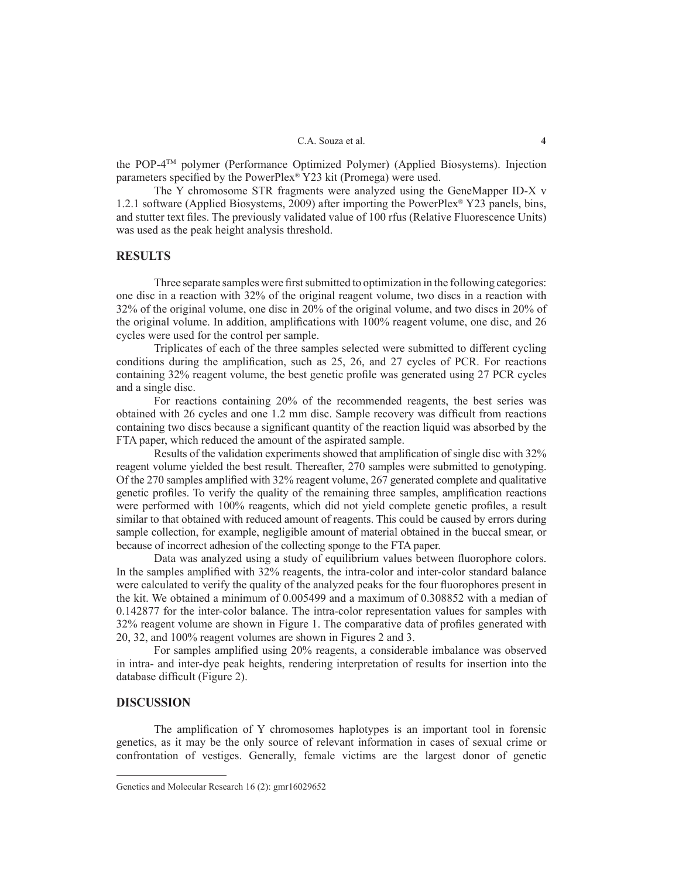the POP-4™ polymer (Performance Optimized Polymer) (Applied Biosystems). Injection parameters specified by the PowerPlex® Y23 kit (Promega) were used.

The Y chromosome STR fragments were analyzed using the GeneMapper ID-X v 1.2.1 software (Applied Biosystems, 2009) after importing the PowerPlex® Y23 panels, bins, and stutter text files. The previously validated value of 100 rfus (Relative Fluorescence Units) was used as the peak height analysis threshold.

## RESULTS

Three separate samples were first submitted to optimization in the following categories: one disc in a reaction with 32% of the original reagent volume, two discs in a reaction with 32% of the original volume, one disc in 20% of the original volume, and two discs in 20% of the original volume. In addition, amplifications with 100% reagent volume, one disc, and 26 cycles were used for the control per sample.

Triplicates of each of the three samples selected were submitted to different cycling conditions during the amplification, such as 25, 26, and 27 cycles of PCR. For reactions containing 32% reagent volume, the best genetic profile was generated using 27 PCR cycles and a single disc.

For reactions containing 20% of the recommended reagents, the best series was obtained with 26 cycles and one 1.2 mm disc. Sample recovery was difficult from reactions containing two discs because a significant quantity of the reaction liquid was absorbed by the FTA paper, which reduced the amount of the aspirated sample.

Results of the validation experiments showed that amplification of single disc with 32% reagent volume yielded the best result. Thereafter, 270 samples were submitted to genotyping. Of the 270 samples amplified with 32% reagent volume, 267 generated complete and qualitative genetic profiles. To verify the quality of the remaining three samples, amplification reactions were performed with 100% reagents, which did not yield complete genetic profiles, a result similar to that obtained with reduced amount of reagents. This could be caused by errors during sample collection, for example, negligible amount of material obtained in the buccal smear, or because of incorrect adhesion of the collecting sponge to the FTA paper.

Data was analyzed using a study of equilibrium values between fluorophore colors. In the samples amplified with 32% reagents, the intra-color and inter-color standard balance were calculated to verify the quality of the analyzed peaks for the four fluorophores present in the kit. We obtained a minimum of 0.005499 and a maximum of 0.308852 with a median of 0.142877 for the inter-color balance. The intra-color representation values for samples with 32% reagent volume are shown in Figure 1. The comparative data of profiles generated with 20, 32, and 100% reagent volumes are shown in Figures 2 and 3.

For samples amplified using 20% reagents, a considerable imbalance was observed in intra- and inter-dye peak heights, rendering interpretation of results for insertion into the database difficult (Figure 2).

## DISCUSSION

The amplification of Y chromosomes haplotypes is an important tool in forensic genetics, as it may be the only source of relevant information in cases of sexual crime or confrontation of vestiges. Generally, female victims are the largest donor of genetic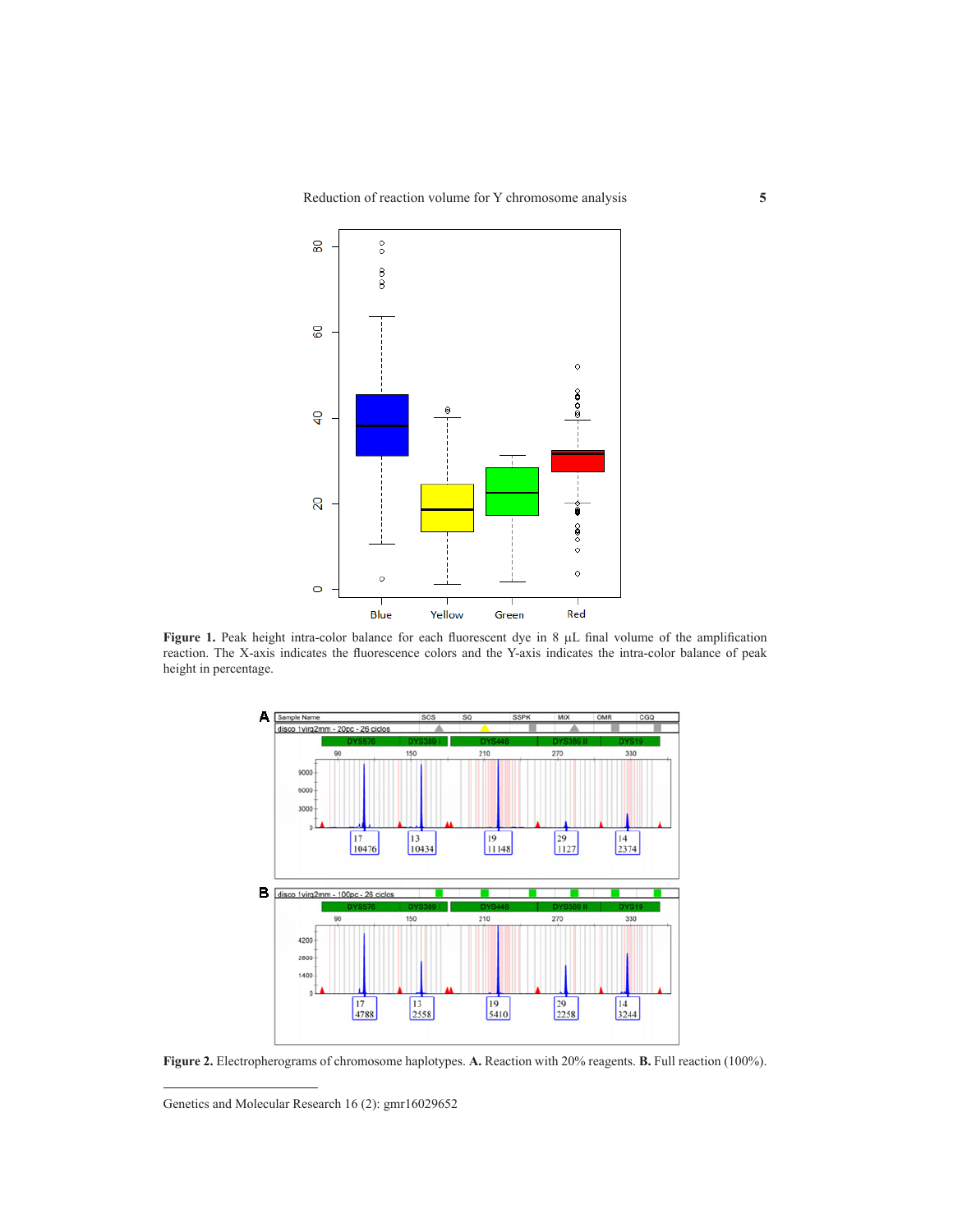**Figure 1.** Peak height intra-color balance for each fluorescent dye in 8 μL final volume of the amplification reaction. The X-axis indicates the fluorescence colors and the Y-axis indicates the intra-color balance of peak height in percentage.

**Figure 2.** Electropherograms of chromosome haplotypes. **A.** Reaction with 20% reagents. **B.** Full reaction (100%).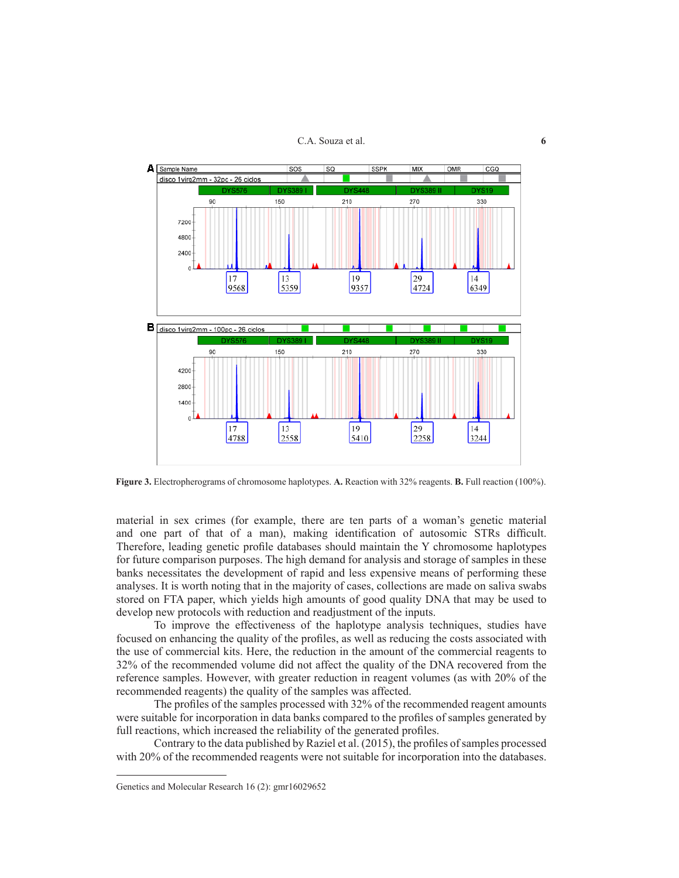**Figure 3.** Electropherograms of chromosome haplotypes. **A.** Reaction with 32% reagents. **B.** Full reaction (100%).

material in sex crimes (for example, there are ten parts of a woman's genetic material and one part of that of a man), making identification of autosomic STRs difficult. Therefore, leading genetic profile databases should maintain the Y chromosome haplotypes for future comparison purposes. The high demand for analysis and storage of samples in these banks necessitates the development of rapid and less expensive means of performing these analyses. It is worth noting that in the majority of cases, collections are made on saliva swabs stored on FTA paper, which yields high amounts of good quality DNA that may be used to develop new protocols with reduction and readjustment of the inputs.

To improve the effectiveness of the haplotype analysis techniques, studies have focused on enhancing the quality of the profiles, as well as reducing the costs associated with the use of commercial kits. Here, the reduction in the amount of the commercial reagents to 32% of the recommended volume did not affect the quality of the DNA recovered from the reference samples. However, with greater reduction in reagent volumes (as with 20% of the recommended reagents) the quality of the samples was affected.

The profiles of the samples processed with 32% of the recommended reagent amounts were suitable for incorporation in data banks compared to the profiles of samples generated by full reactions, which increased the reliability of the generated profiles.

Contrary to the data published by Raziel et al. (2015), the profiles of samples processed with 20% of the recommended reagents were not suitable for incorporation into the databases.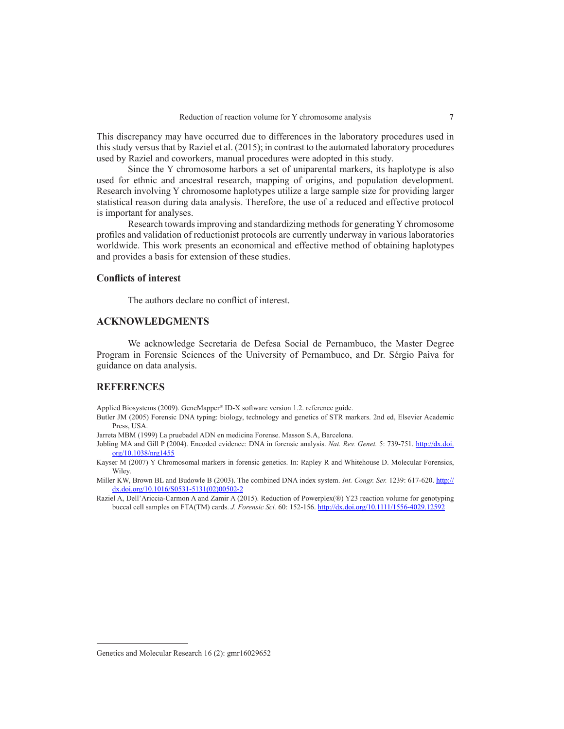This discrepancy may have occurred due to differences in the laboratory procedures used in this study versus that by Raziel et al. (2015); in contrast to the automated laboratory procedures used by Raziel and coworkers, manual procedures were adopted in this study.

Since the Y chromosome harbors a set of uniparental markers, its haplotype is also used for ethnic and ancestral research, mapping of origins, and population development. Research involving Y chromosome haplotypes utilize a large sample size for providing larger statistical reason during data analysis. Therefore, the use of a reduced and effective protocol is important for analyses.

Research towards improving and standardizing methods for generating Y chromosome profiles and validation of reductionist protocols are currently underway in various laboratories worldwide. This work presents an economical and effective method of obtaining haplotypes and provides a basis for extension of these studies.

## Conflicts of interest

The authors declare no conflict of interest.

## ACKNOWLEDGMENTS

We acknowledge Secretaria de Defesa Social de Pernambuco, the Master Degree Program in Forensic Sciences of the University of Pernambuco, and Dr. Sérgio Paiva for guidance on data analysis.

## REFERENCES

Applied Biosystems (2009). GeneMapper® ID-X software version 1.2. reference guide.

Butler JM (2005) Forensic DNA typing: biology, technology and genetics of STR markers. 2nd ed, Elsevier Academic Press, USA.

Jarreta MBM (1999) La pruebadel ADN en medicina Forense. Masson S.A, Barcelona.

Jobling MA and Gill P (2004). Encoded evidence: DNA in forensic analysis. *Nat. Rev. Genet.* 5: 739-751. http://dx.doi.org/10.1038/nrg1455

Kayser M (2007) Y Chromosomal markers in forensic genetics. In: Rapley R and Whitehouse D. Molecular Forensics, Wiley.

Miller KW, Brown BL and Budowle B (2003). The combined DNA index system. *Int. Congr. Ser.* 1239: 617-620. http://dx.doi.org/10.1016/S0531-5131(02)00502-2

Raziel A, Dell'Ariccia-Carmon A and Zamir A (2015). Reduction of Powerplex(®) Y23 reaction volume for genotyping buccal cell samples on FTA(TM) cards. *J. Forensic Sci.* 60: 152-156. http://dx.doi.org/10.1111/1556-4029.12592